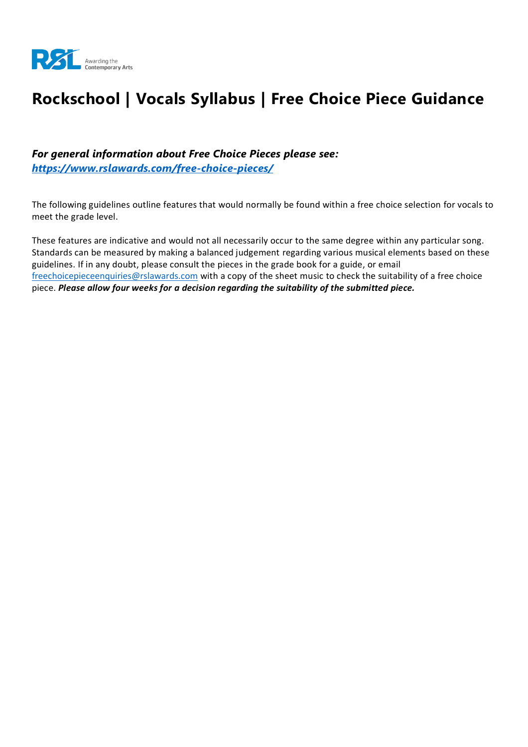# Rockschool | Vocals Syllabus | Free Choice Piece Guidance

***For general information about Free Choice Pieces please see:***
***[https://www.rslawards.com/free-choice-pieces/](https://www.rslawards.com/free-choice-pieces/)***

The following guidelines outline features that would normally be found within a free choice selection for vocals to meet the grade level.

These features are indicative and would not all necessarily occur to the same degree within any particular song. Standards can be measured by making a balanced judgement regarding various musical elements based on these guidelines. If in any doubt, please consult the pieces in the grade book for a guide, or email [freechoicepieceenquiries@rslawards.com](mailto:freechoicepieceenquiries@rslawards.com) with a copy of the sheet music to check the suitability of a free choice piece. ***Please allow four weeks for a decision regarding the suitability of the submitted piece.***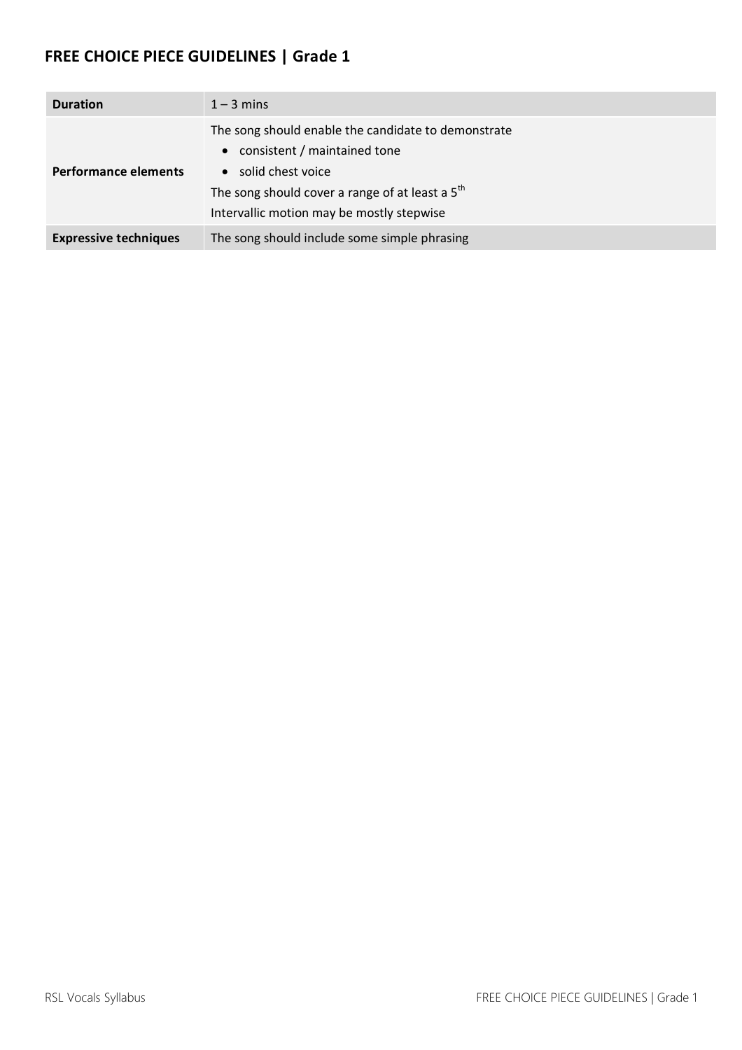## FREE CHOICE PIECE GUIDELINES | Grade 1

| | |
|---|---|
| **Duration** | 1 – 3 mins |
| **Performance elements** | The song should enable the candidate to demonstrate<br>• consistent / maintained tone<br>• solid chest voice<br>The song should cover a range of at least a $5^{th}$<br>Intervallic motion may be mostly stepwise |
| **Expressive techniques** | The song should include some simple phrasing |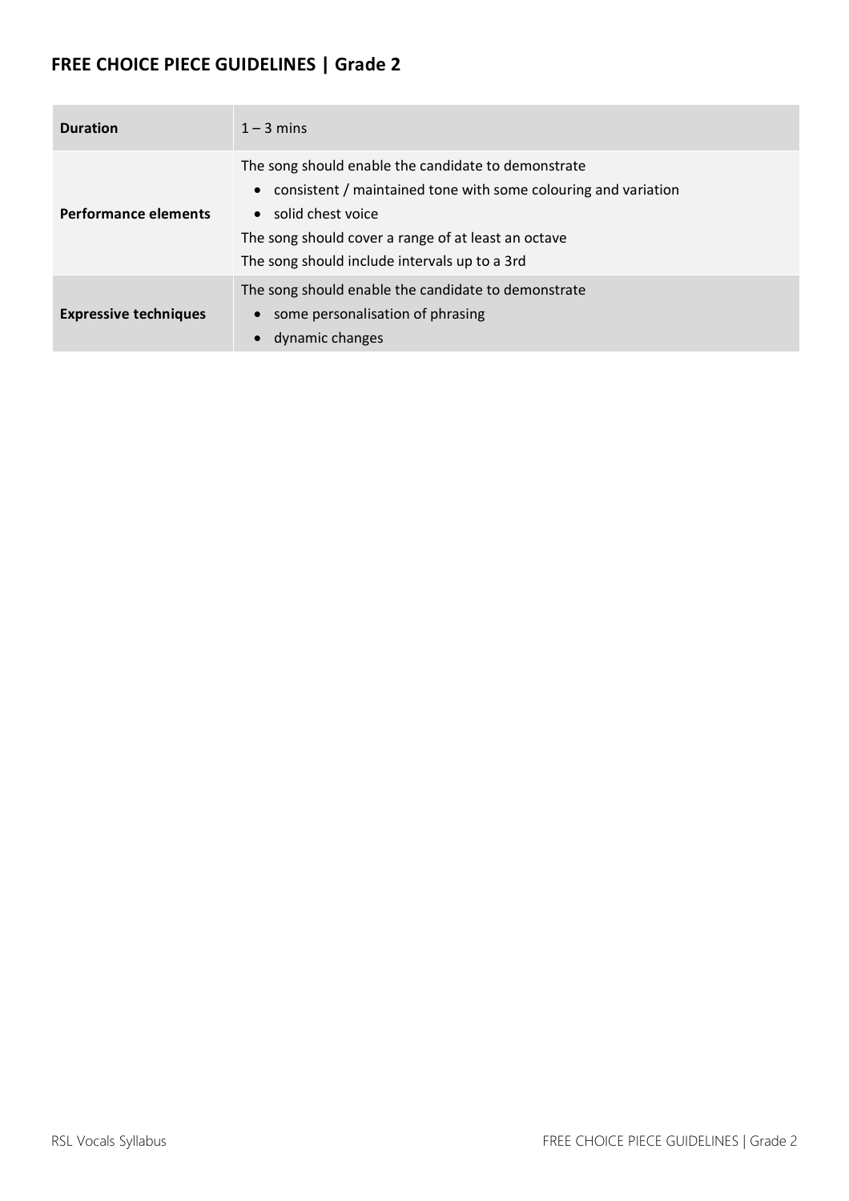## FREE CHOICE PIECE GUIDELINES | Grade 2

| | |
|---|---|
| **Duration** | 1 – 3 mins |
| **Performance elements** | The song should enable the candidate to demonstrate<br>• consistent / maintained tone with some colouring and variation<br>• solid chest voice<br>The song should cover a range of at least an octave<br>The song should include intervals up to a 3rd |
| **Expressive techniques** | The song should enable the candidate to demonstrate<br>• some personalisation of phrasing<br>• dynamic changes |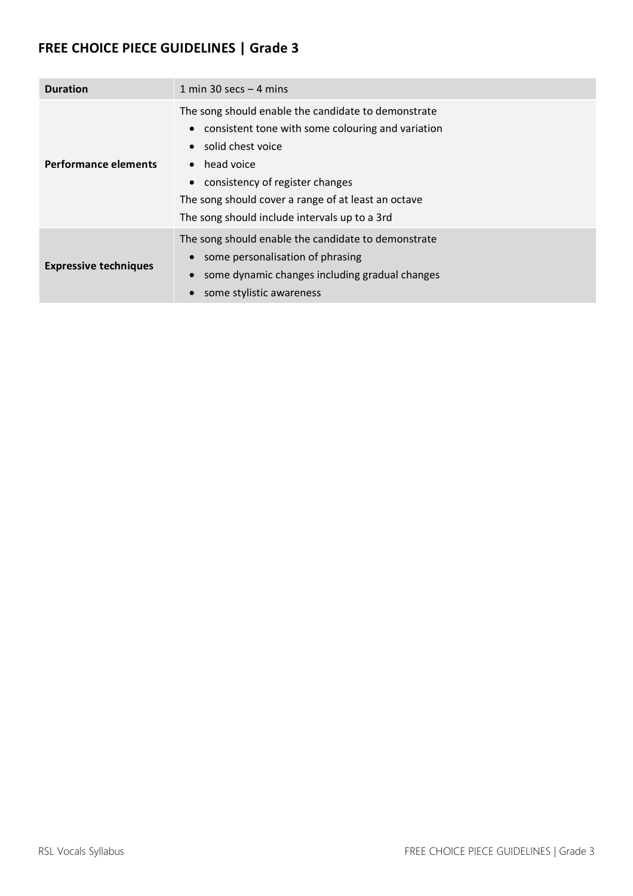## FREE CHOICE PIECE GUIDELINES | Grade 3

| **Duration** | 1 min 30 secs – 4 mins |
| --- | --- |
| **Performance elements** | The song should enable the candidate to demonstrate<br>• consistent tone with some colouring and variation<br>• solid chest voice<br>• head voice<br>• consistency of register changes<br>The song should cover a range of at least an octave<br>The song should include intervals up to a 3rd |
| **Expressive techniques** | The song should enable the candidate to demonstrate<br>• some personalisation of phrasing<br>• some dynamic changes including gradual changes<br>• some stylistic awareness |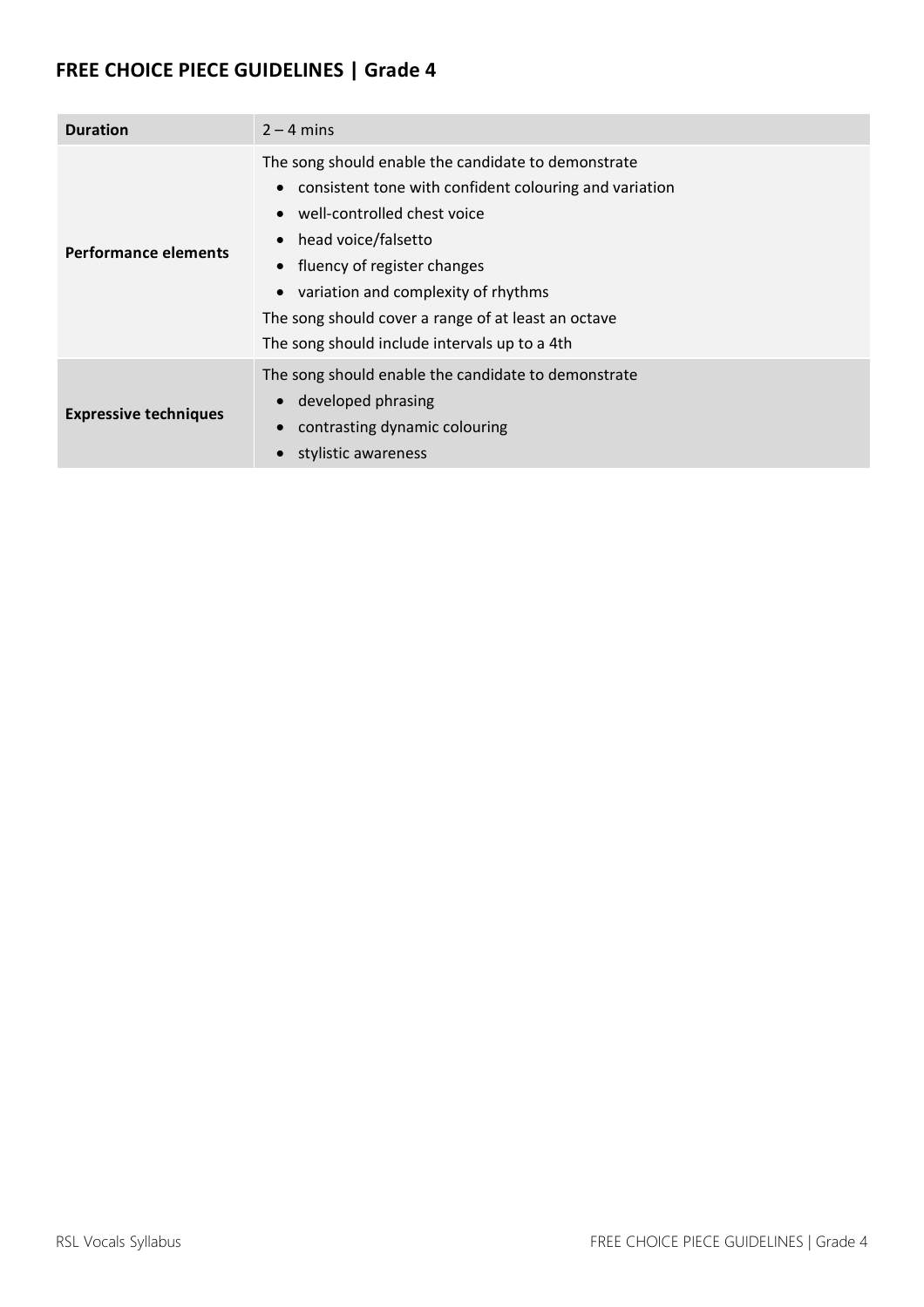## FREE CHOICE PIECE GUIDELINES | Grade 4

| Duration | 2 – 4 mins |
|---|---|
| **Performance elements** | The song should enable the candidate to demonstrate<br>• consistent tone with confident colouring and variation<br>• well-controlled chest voice<br>• head voice/falsetto<br>• fluency of register changes<br>• variation and complexity of rhythms<br>The song should cover a range of at least an octave<br>The song should include intervals up to a 4th |
| **Expressive techniques** | The song should enable the candidate to demonstrate<br>• developed phrasing<br>• contrasting dynamic colouring<br>• stylistic awareness |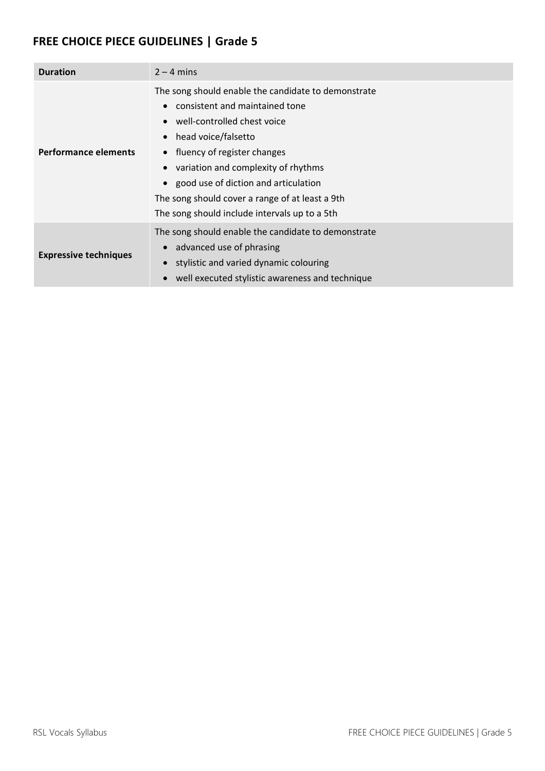## FREE CHOICE PIECE GUIDELINES | Grade 5

| **Duration** | 2 – 4 mins |
| --- | --- |
| **Performance elements** | The song should enable the candidate to demonstrate<br>• consistent and maintained tone<br>• well-controlled chest voice<br>• head voice/falsetto<br>• fluency of register changes<br>• variation and complexity of rhythms<br>• good use of diction and articulation<br>The song should cover a range of at least a 9th<br>The song should include intervals up to a 5th |
| **Expressive techniques** | The song should enable the candidate to demonstrate<br>• advanced use of phrasing<br>• stylistic and varied dynamic colouring<br>• well executed stylistic awareness and technique |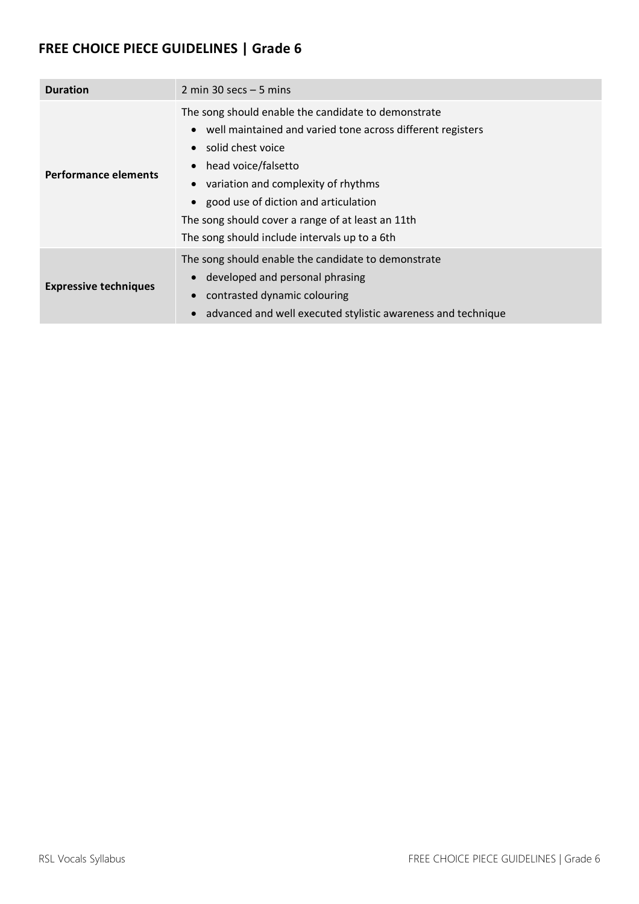## FREE CHOICE PIECE GUIDELINES | Grade 6

| | |
|---|---|
| **Duration** | 2 min 30 secs – 5 mins |
| **Performance elements** | The song should enable the candidate to demonstrate<br>• well maintained and varied tone across different registers<br>• solid chest voice<br>• head voice/falsetto<br>• variation and complexity of rhythms<br>• good use of diction and articulation<br>The song should cover a range of at least an 11th<br>The song should include intervals up to a 6th |
| **Expressive techniques** | The song should enable the candidate to demonstrate<br>• developed and personal phrasing<br>• contrasted dynamic colouring<br>• advanced and well executed stylistic awareness and technique |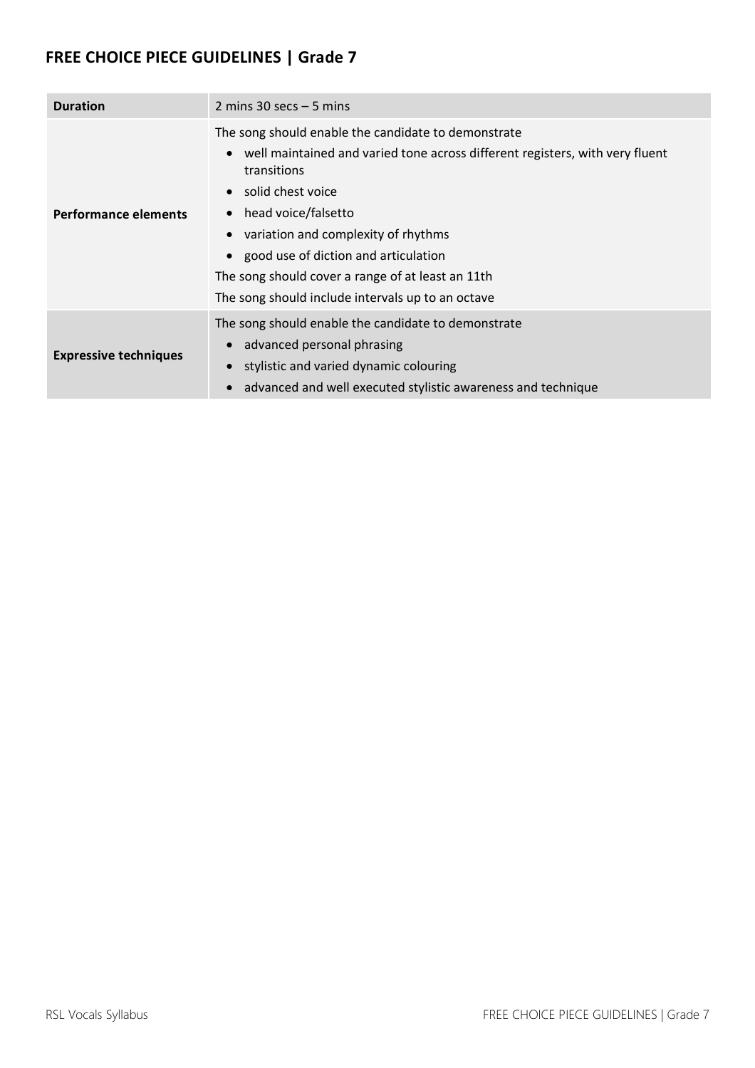## FREE CHOICE PIECE GUIDELINES | Grade 7

| **Duration** | 2 mins 30 secs – 5 mins |
|---|---|
| **Performance elements** | The song should enable the candidate to demonstrate<br>• well maintained and varied tone across different registers, with very fluent transitions<br>• solid chest voice<br>• head voice/falsetto<br>• variation and complexity of rhythms<br>• good use of diction and articulation<br>The song should cover a range of at least an 11th<br>The song should include intervals up to an octave |
| **Expressive techniques** | The song should enable the candidate to demonstrate<br>• advanced personal phrasing<br>• stylistic and varied dynamic colouring<br>• advanced and well executed stylistic awareness and technique |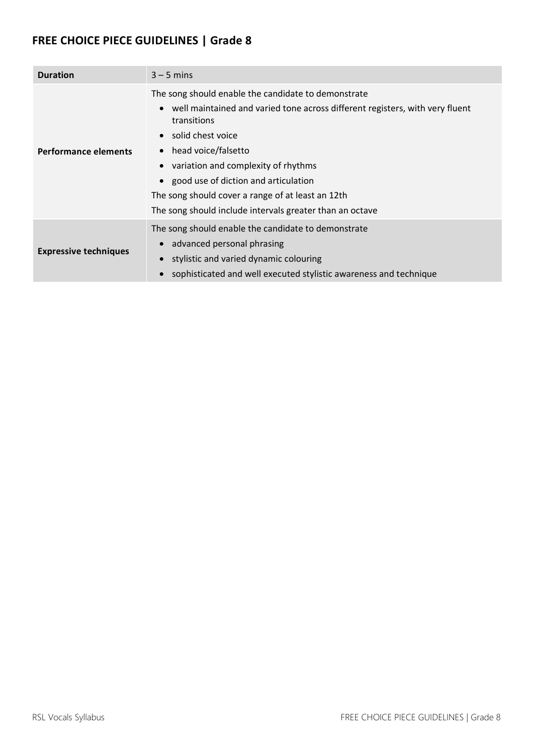## FREE CHOICE PIECE GUIDELINES | Grade 8

| | |
|---|---|
| **Duration** | 3 – 5 mins |
| **Performance elements** | The song should enable the candidate to demonstrate<br>• well maintained and varied tone across different registers, with very fluent transitions<br>• solid chest voice<br>• head voice/falsetto<br>• variation and complexity of rhythms<br>• good use of diction and articulation<br>The song should cover a range of at least an 12th<br>The song should include intervals greater than an octave |
| **Expressive techniques** | The song should enable the candidate to demonstrate<br>• advanced personal phrasing<br>• stylistic and varied dynamic colouring<br>• sophisticated and well executed stylistic awareness and technique |